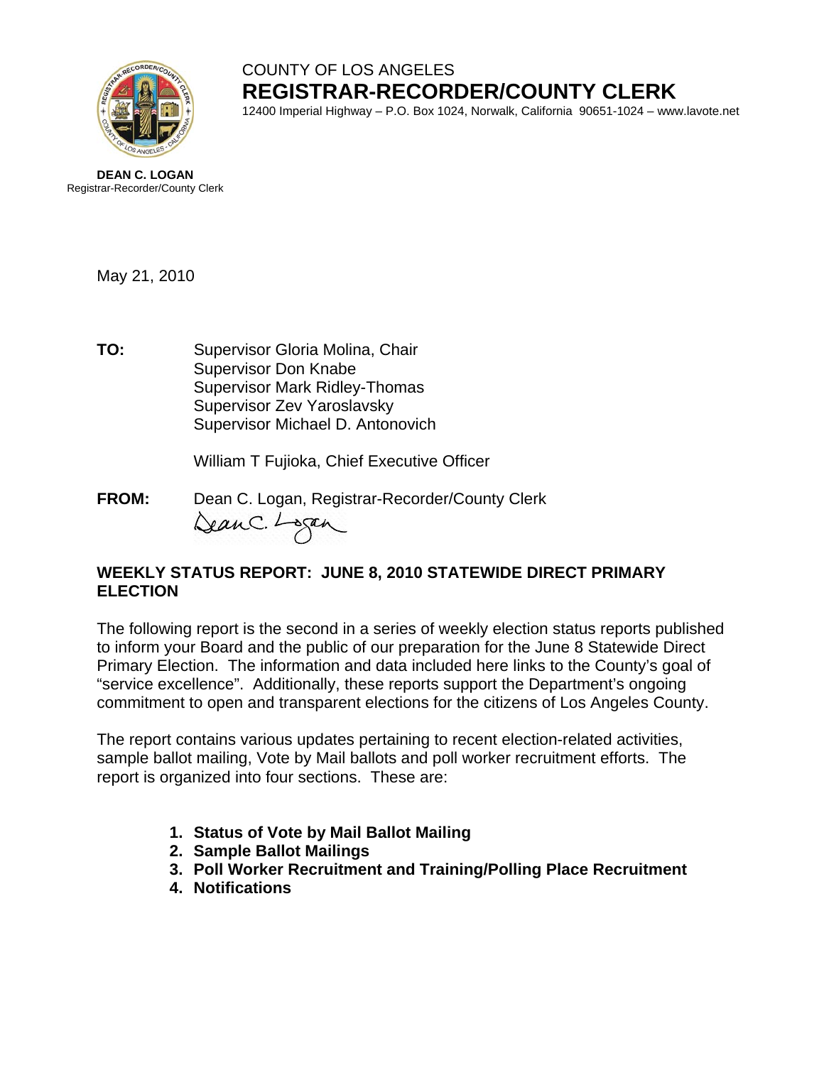COUNTY OF LOS ANGELES

**REGISTRAR-RECORDER/COUNTY CLERK**

12400 Imperial Highway – P.O. Box 1024, Norwalk, California 90651-1024 – www.lavote.net

**DEAN C. LOGAN**
Registrar-Recorder/County Clerk

May 21, 2010

**TO:** Supervisor Gloria Molina, Chair
Supervisor Don Knabe
Supervisor Mark Ridley-Thomas
Supervisor Zev Yaroslavsky
Supervisor Michael D. Antonovich

William T Fujioka, Chief Executive Officer

**FROM:** Dean C. Logan, Registrar-Recorder/County Clerk

## WEEKLY STATUS REPORT: JUNE 8, 2010 STATEWIDE DIRECT PRIMARY ELECTION

The following report is the second in a series of weekly election status reports published to inform your Board and the public of our preparation for the June 8 Statewide Direct Primary Election. The information and data included here links to the County's goal of "service excellence". Additionally, these reports support the Department's ongoing commitment to open and transparent elections for the citizens of Los Angeles County.

The report contains various updates pertaining to recent election-related activities, sample ballot mailing, Vote by Mail ballots and poll worker recruitment efforts. The report is organized into four sections. These are:

1. **Status of Vote by Mail Ballot Mailing**
2. **Sample Ballot Mailings**
3. **Poll Worker Recruitment and Training/Polling Place Recruitment**
4. **Notifications**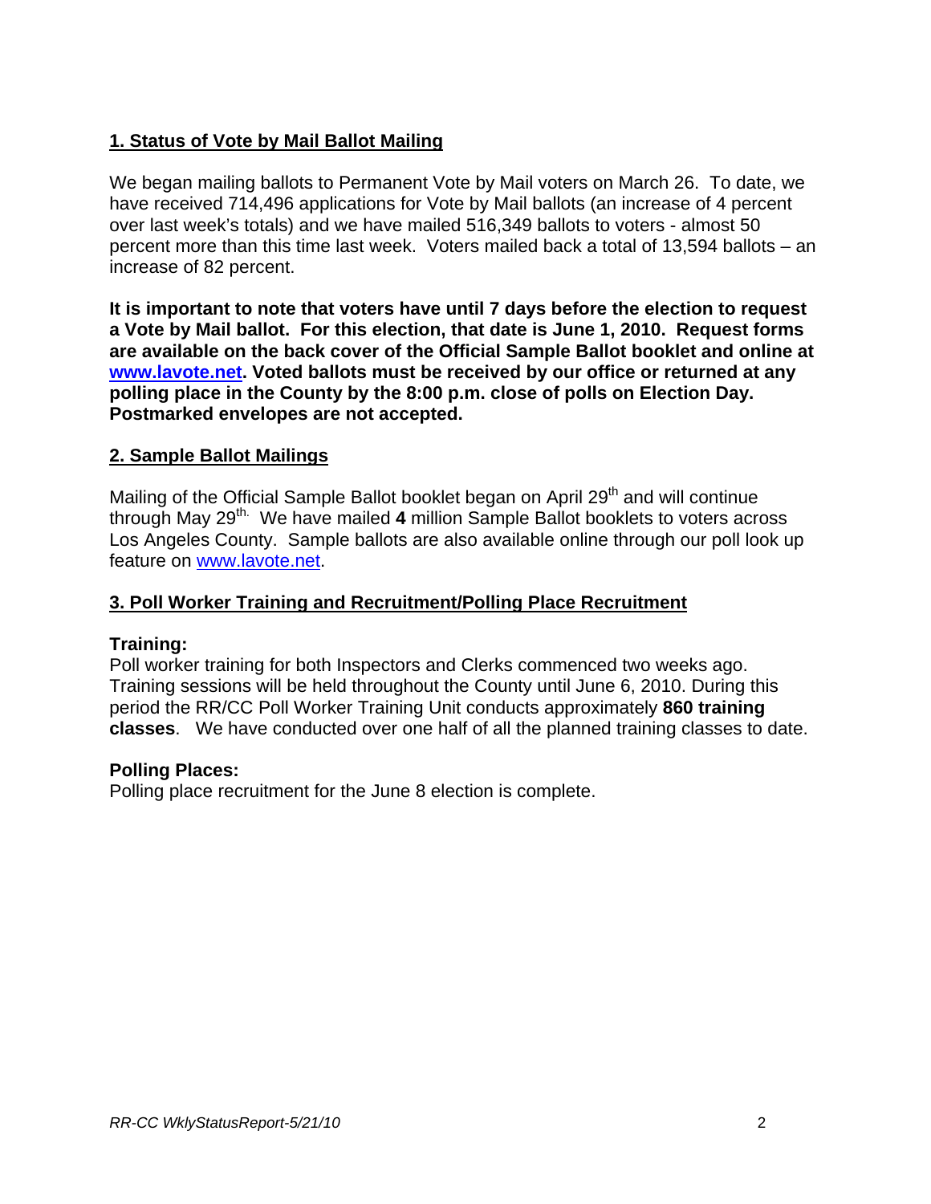## 1. Status of Vote by Mail Ballot Mailing

We began mailing ballots to Permanent Vote by Mail voters on March 26. To date, we have received 714,496 applications for Vote by Mail ballots (an increase of 4 percent over last week's totals) and we have mailed 516,349 ballots to voters - almost 50 percent more than this time last week. Voters mailed back a total of 13,594 ballots – an increase of 82 percent.

**It is important to note that voters have until 7 days before the election to request a Vote by Mail ballot. For this election, that date is June 1, 2010. Request forms are available on the back cover of the Official Sample Ballot booklet and online at [www.lavote.net](http://www.lavote.net). Voted ballots must be received by our office or returned at any polling place in the County by the 8:00 p.m. close of polls on Election Day. Postmarked envelopes are not accepted.**

## 2. Sample Ballot Mailings

Mailing of the Official Sample Ballot booklet began on April 29th and will continue through May 29th. We have mailed **4** million Sample Ballot booklets to voters across Los Angeles County. Sample ballots are also available online through our poll look up feature on [www.lavote.net](http://www.lavote.net).

## 3. Poll Worker Training and Recruitment/Polling Place Recruitment

**Training:**
Poll worker training for both Inspectors and Clerks commenced two weeks ago. Training sessions will be held throughout the County until June 6, 2010. During this period the RR/CC Poll Worker Training Unit conducts approximately **860 training classes**. We have conducted over one half of all the planned training classes to date.

**Polling Places:**
Polling place recruitment for the June 8 election is complete.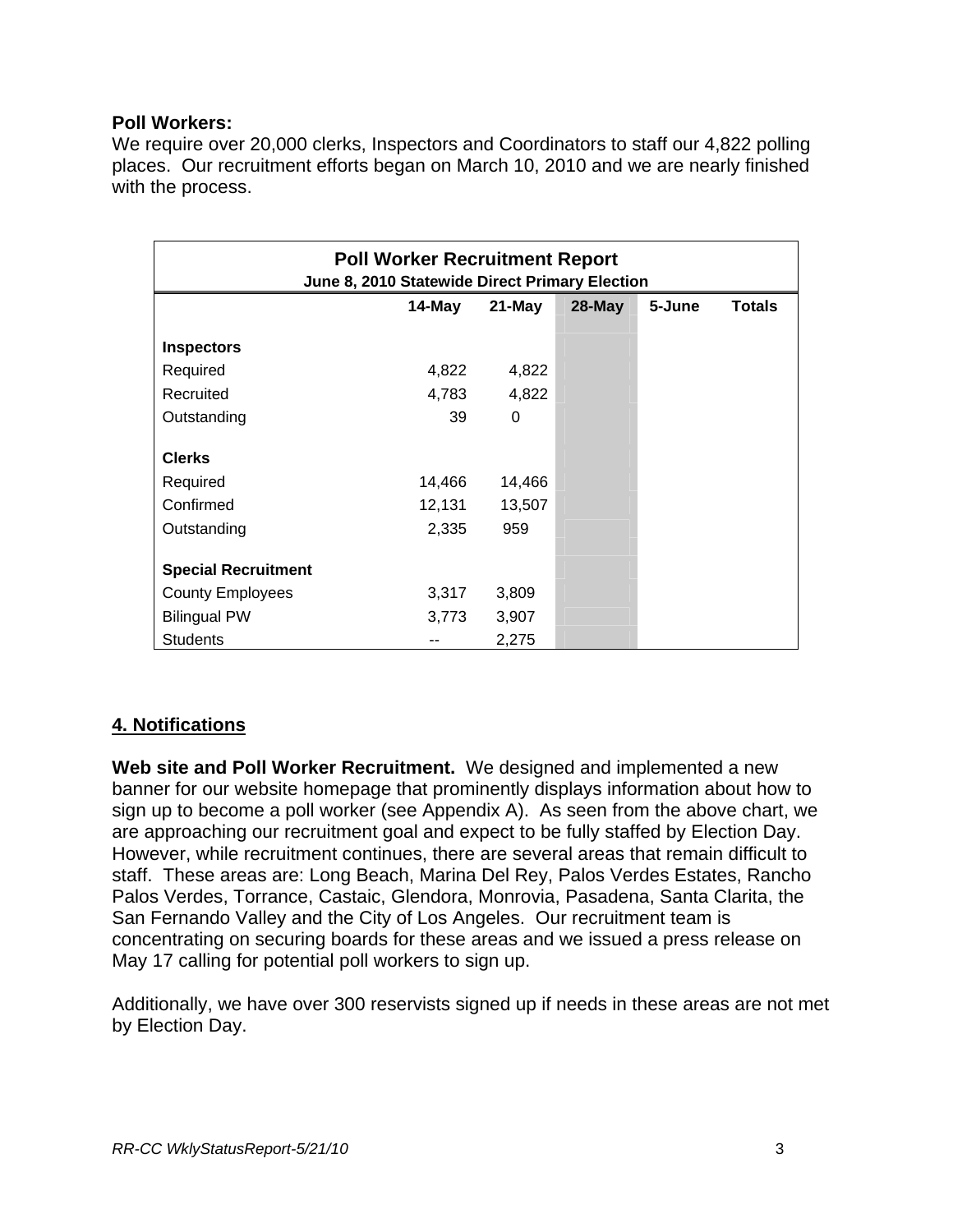**Poll Workers:**
We require over 20,000 clerks, Inspectors and Coordinators to staff our 4,822 polling places. Our recruitment efforts began on March 10, 2010 and we are nearly finished with the process.

| **Poll Worker Recruitment Report**<br>**June 8, 2010 Statewide Direct Primary Election** | | | | | |
|---|---|---|---|---|---|
| | **14-May** | **21-May** | **28-May** | **5-June** | **Totals** |
| **Inspectors** | | | | | |
| Required | 4,822 | 4,822 | | | |
| Recruited | 4,783 | 4,822 | | | |
| Outstanding | 39 | 0 | | | |
| **Clerks** | | | | | |
| Required | 14,466 | 14,466 | | | |
| Confirmed | 12,131 | 13,507 | | | |
| Outstanding | 2,335 | 959 | | | |
| **Special Recruitment** | | | | | |
| County Employees | 3,317 | 3,809 | | | |
| Bilingual PW | 3,773 | 3,907 | | | |
| Students | -- | 2,275 | | | |

## 4. Notifications

**Web site and Poll Worker Recruitment.** We designed and implemented a new banner for our website homepage that prominently displays information about how to sign up to become a poll worker (see Appendix A). As seen from the above chart, we are approaching our recruitment goal and expect to be fully staffed by Election Day. However, while recruitment continues, there are several areas that remain difficult to staff. These areas are: Long Beach, Marina Del Rey, Palos Verdes Estates, Rancho Palos Verdes, Torrance, Castaic, Glendora, Monrovia, Pasadena, Santa Clarita, the San Fernando Valley and the City of Los Angeles. Our recruitment team is concentrating on securing boards for these areas and we issued a press release on May 17 calling for potential poll workers to sign up.

Additionally, we have over 300 reservists signed up if needs in these areas are not met by Election Day.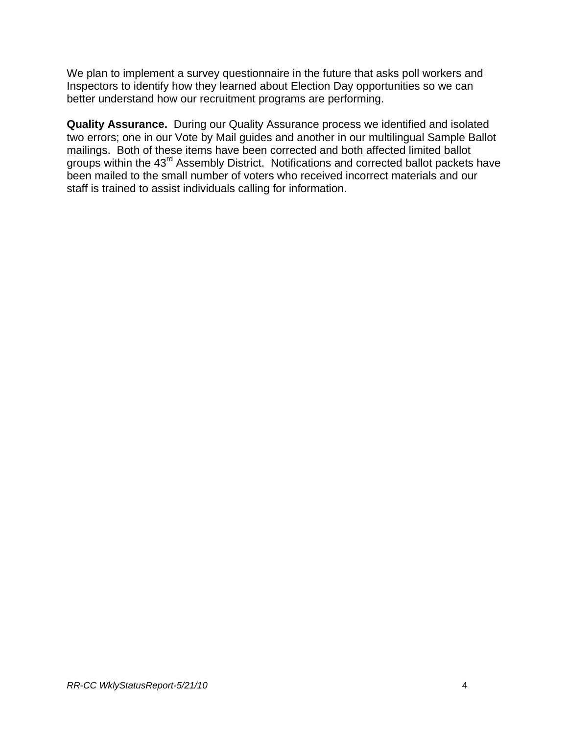We plan to implement a survey questionnaire in the future that asks poll workers and Inspectors to identify how they learned about Election Day opportunities so we can better understand how our recruitment programs are performing.

**Quality Assurance.** During our Quality Assurance process we identified and isolated two errors; one in our Vote by Mail guides and another in our multilingual Sample Ballot mailings. Both of these items have been corrected and both affected limited ballot groups within the 43rd Assembly District. Notifications and corrected ballot packets have been mailed to the small number of voters who received incorrect materials and our staff is trained to assist individuals calling for information.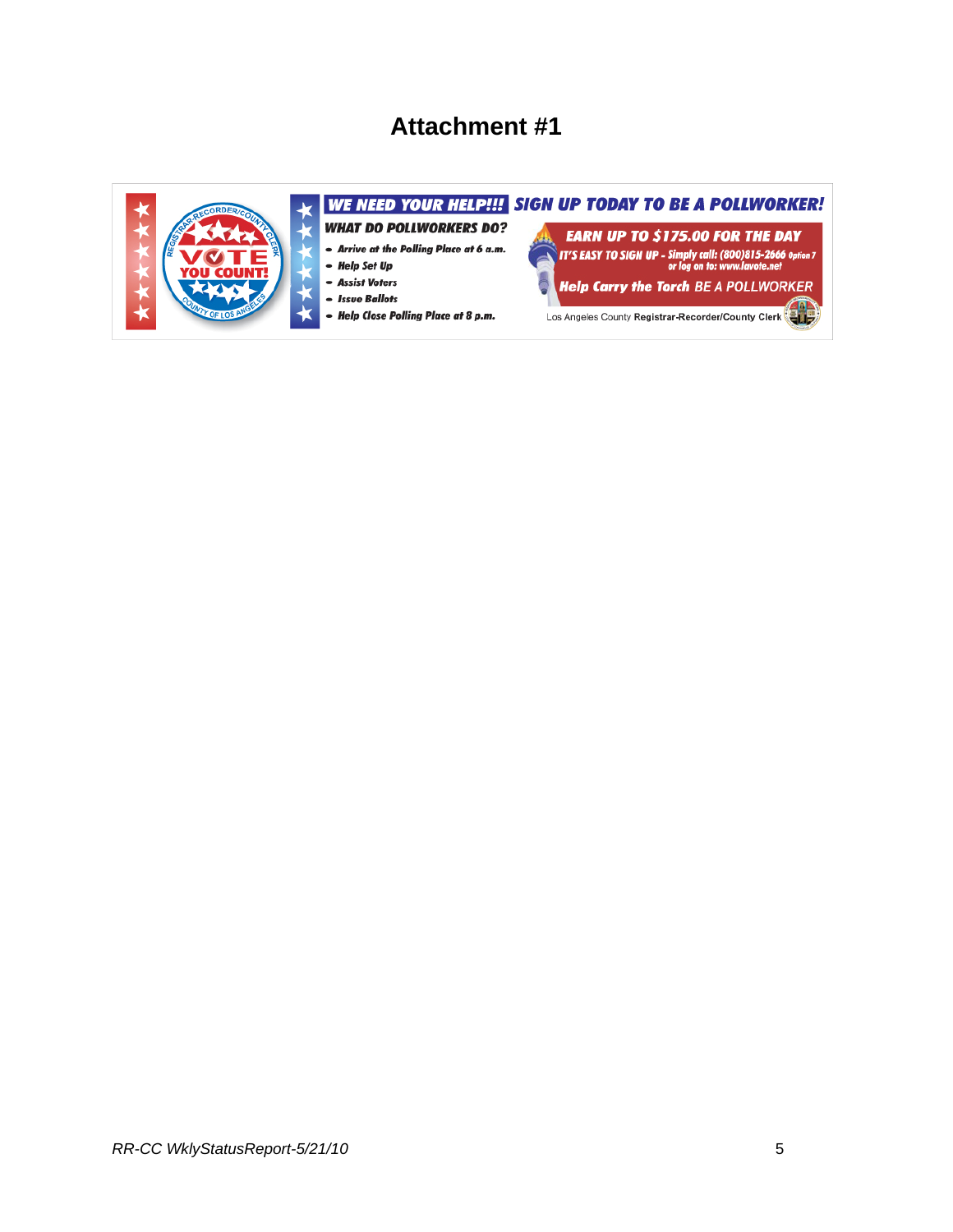# Attachment #1

VOTE YOU COUNT!

REGISTRAR-RECORDER/COUNTY CLERK

COUNTY OF LOS ANGELES

**WE NEED YOUR HELP!!!** **SIGN UP TODAY TO BE A POLLWORKER!**

***WHAT DO POLLWORKERS DO?***

- *Arrive at the Polling Place at 6 a.m.*
- *Help Set Up*
- *Assist Voters*
- *Issue Ballots*
- *Help Close Polling Place at 8 p.m.*

**EARN UP TO $175.00 FOR THE DAY**

*IT'S EASY TO SIGN UP - Simply call: (800)815-2666 Option 7 or log on to: www.lavote.net*

***Help Carry the Torch*** *BE A POLLWORKER*

Los Angeles County **Registrar-Recorder/County Clerk**